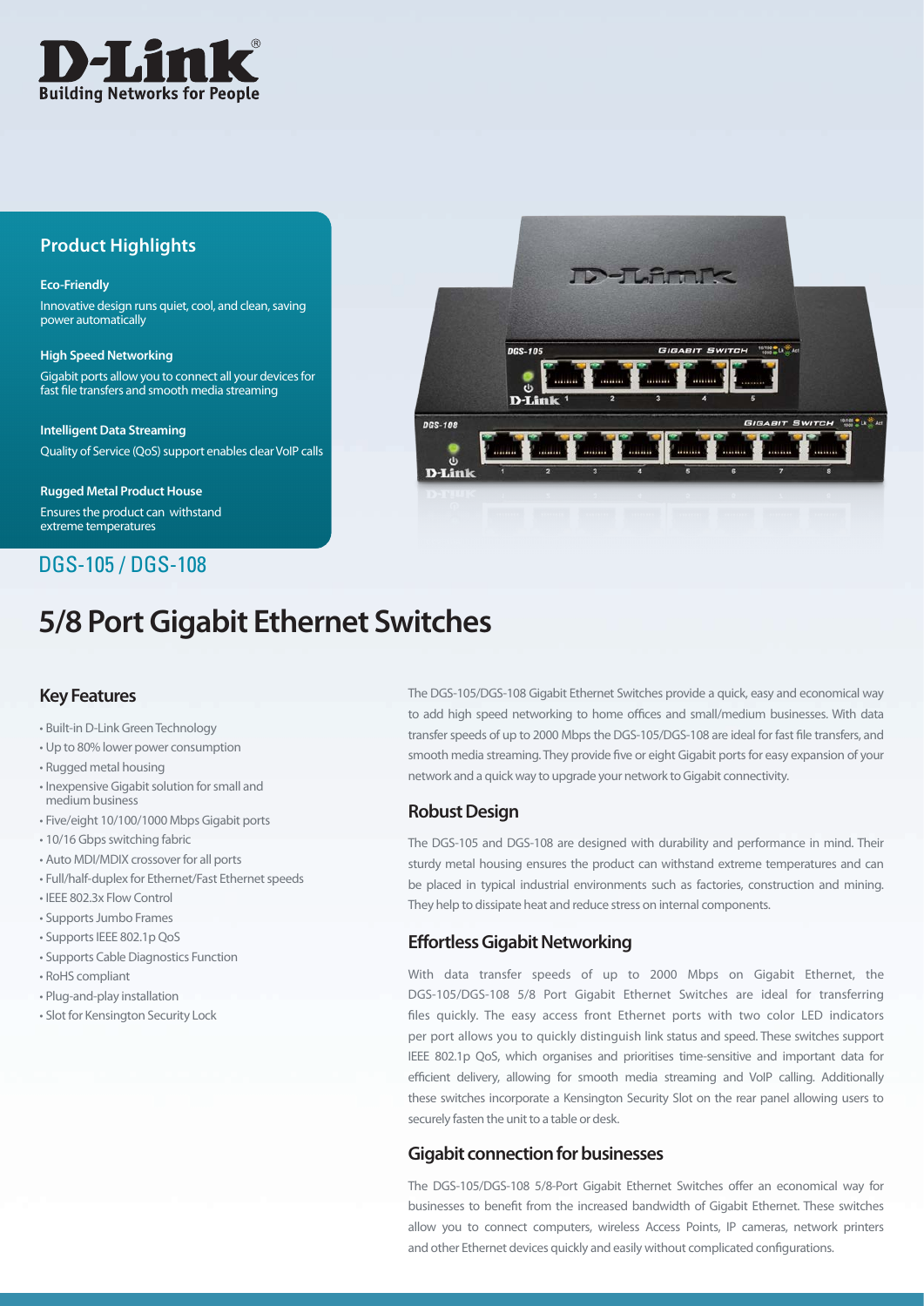D-Link
Building Networks for People

## Product Highlights

**Eco-Friendly**

Innovative design runs quiet, cool, and clean, saving power automatically

**High Speed Networking**

Gigabit ports allow you to connect all your devices for fast file transfers and smooth media streaming

**Intelligent Data Streaming**

Quality of Service (QoS) support enables clear VoIP calls

**Rugged Metal Product House**

Ensures the product can withstand extreme temperatures

DGS-105 / DGS-108

# 5/8 Port Gigabit Ethernet Switches

## Key Features

- Built-in D-Link Green Technology
- Up to 80% lower power consumption
- Rugged metal housing
- Inexpensive Gigabit solution for small and medium business
- Five/eight 10/100/1000 Mbps Gigabit ports
- 10/16 Gbps switching fabric
- Auto MDI/MDIX crossover for all ports
- Full/half-duplex for Ethernet/Fast Ethernet speeds
- IEEE 802.3x Flow Control
- Supports Jumbo Frames
- Supports IEEE 802.1p QoS
- Supports Cable Diagnostics Function
- RoHS compliant
- Plug-and-play installation
- Slot for Kensington Security Lock

The DGS-105/DGS-108 Gigabit Ethernet Switches provide a quick, easy and economical way to add high speed networking to home offices and small/medium businesses. With data transfer speeds of up to 2000 Mbps the DGS-105/DGS-108 are ideal for fast file transfers, and smooth media streaming. They provide five or eight Gigabit ports for easy expansion of your network and a quick way to upgrade your network to Gigabit connectivity.

## Robust Design

The DGS-105 and DGS-108 are designed with durability and performance in mind. Their sturdy metal housing ensures the product can withstand extreme temperatures and can be placed in typical industrial environments such as factories, construction and mining. They help to dissipate heat and reduce stress on internal components.

## Effortless Gigabit Networking

With data transfer speeds of up to 2000 Mbps on Gigabit Ethernet, the DGS-105/DGS-108 5/8 Port Gigabit Ethernet Switches are ideal for transferring files quickly. The easy access front Ethernet ports with two color LED indicators per port allows you to quickly distinguish link status and speed. These switches support IEEE 802.1p QoS, which organises and prioritises time-sensitive and important data for efficient delivery, allowing for smooth media streaming and VoIP calling. Additionally these switches incorporate a Kensington Security Slot on the rear panel allowing users to securely fasten the unit to a table or desk.

## Gigabit connection for businesses

The DGS-105/DGS-108 5/8-Port Gigabit Ethernet Switches offer an economical way for businesses to benefit from the increased bandwidth of Gigabit Ethernet. These switches allow you to connect computers, wireless Access Points, IP cameras, network printers and other Ethernet devices quickly and easily without complicated configurations.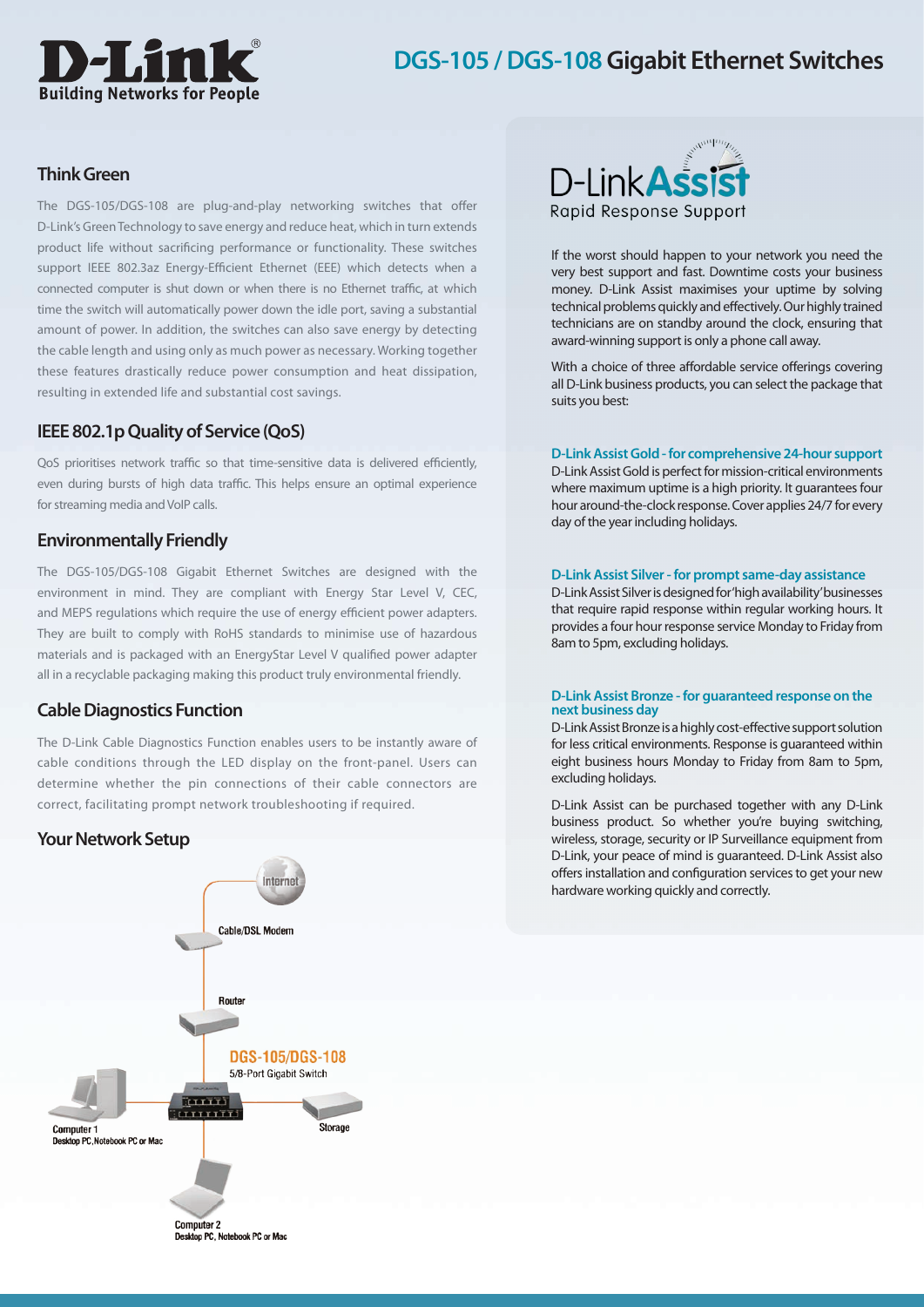# DGS-105 / DGS-108 Gigabit Ethernet Switches

## Think Green

The DGS-105/DGS-108 are plug-and-play networking switches that offer D-Link's Green Technology to save energy and reduce heat, which in turn extends product life without sacrificing performance or functionality. These switches support IEEE 802.3az Energy-Efficient Ethernet (EEE) which detects when a connected computer is shut down or when there is no Ethernet traffic, at which time the switch will automatically power down the idle port, saving a substantial amount of power. In addition, the switches can also save energy by detecting the cable length and using only as much power as necessary. Working together these features drastically reduce power consumption and heat dissipation, resulting in extended life and substantial cost savings.

## IEEE 802.1p Quality of Service (QoS)

QoS prioritises network traffic so that time-sensitive data is delivered efficiently, even during bursts of high data traffic. This helps ensure an optimal experience for streaming media and VoIP calls.

## Environmentally Friendly

The DGS-105/DGS-108 Gigabit Ethernet Switches are designed with the environment in mind. They are compliant with Energy Star Level V, CEC, and MEPS regulations which require the use of energy efficient power adapters. They are built to comply with RoHS standards to minimise use of hazardous materials and is packaged with an EnergyStar Level V qualified power adapter all in a recyclable packaging making this product truly environmental friendly.

## Cable Diagnostics Function

The D-Link Cable Diagnostics Function enables users to be instantly aware of cable conditions through the LED display on the front-panel. Users can determine whether the pin connections of their cable connectors are correct, facilitating prompt network troubleshooting if required.

## Your Network Setup

Internet

Cable/DSL Modem

Router

DGS-105/DGS-108
5/8-Port Gigabit Switch

Storage

Computer 1
Desktop PC, Notebook PC or Mac

Computer 2
Desktop PC, Notebook PC or Mac

## D-Link Assist
Rapid Response Support

If the worst should happen to your network you need the very best support and fast. Downtime costs your business money. D-Link Assist maximises your uptime by solving technical problems quickly and effectively. Our highly trained technicians are on standby around the clock, ensuring that award-winning support is only a phone call away.

With a choice of three affordable service offerings covering all D-Link business products, you can select the package that suits you best:

### D-Link Assist Gold - for comprehensive 24-hour support

D-Link Assist Gold is perfect for mission-critical environments where maximum uptime is a high priority. It guarantees four hour around-the-clock response. Cover applies 24/7 for every day of the year including holidays.

### D-Link Assist Silver - for prompt same-day assistance

D-Link Assist Silver is designed for 'high availability' businesses that require rapid response within regular working hours. It provides a four hour response service Monday to Friday from 8am to 5pm, excluding holidays.

### D-Link Assist Bronze - for guaranteed response on the next business day

D-Link Assist Bronze is a highly cost-effective support solution for less critical environments. Response is guaranteed within eight business hours Monday to Friday from 8am to 5pm, excluding holidays.

D-Link Assist can be purchased together with any D-Link business product. So whether you're buying switching, wireless, storage, security or IP Surveillance equipment from D-Link, your peace of mind is guaranteed. D-Link Assist also offers installation and configuration services to get your new hardware working quickly and correctly.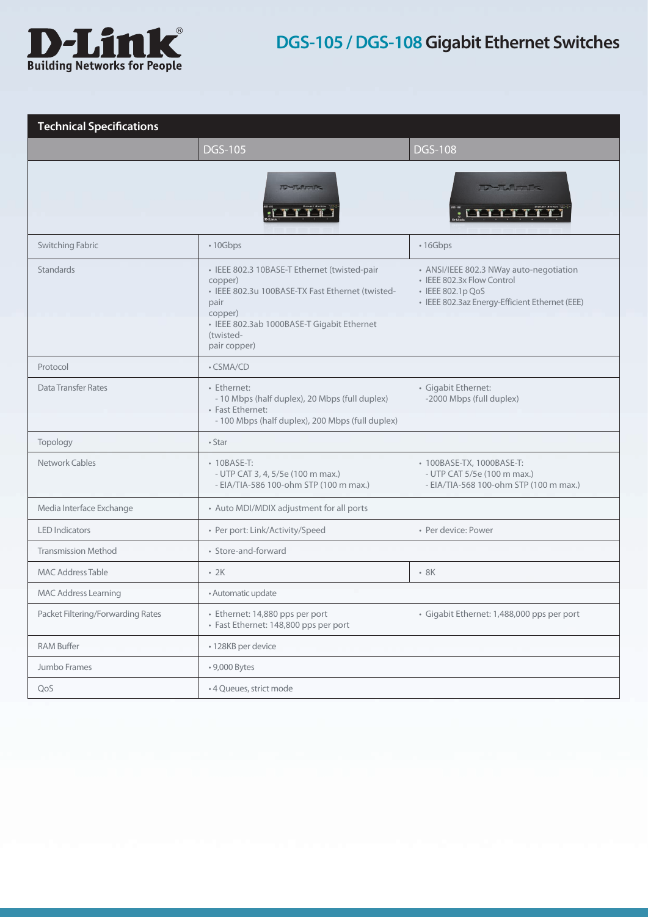# DGS-105 / DGS-108 Gigabit Ethernet Switches

## Technical Specifications

| | DGS-105 | DGS-108 |
|---|---|---|
| Switching Fabric | • 10Gbps | • 16Gbps |
| Standards | • IEEE 802.3 10BASE-T Ethernet (twisted-pair copper)<br>• IEEE 802.3u 100BASE-TX Fast Ethernet (twisted-pair copper)<br>• IEEE 802.3ab 1000BASE-T Gigabit Ethernet (twisted-pair copper) | • ANSI/IEEE 802.3 NWay auto-negotiation<br>• IEEE 802.3x Flow Control<br>• IEEE 802.1p QoS<br>• IEEE 802.3az Energy-Efficient Ethernet (EEE) |
| Protocol | • CSMA/CD | |
| Data Transfer Rates | • Ethernet:<br>- 10 Mbps (half duplex), 20 Mbps (full duplex)<br>• Fast Ethernet:<br>- 100 Mbps (half duplex), 200 Mbps (full duplex) | • Gigabit Ethernet:<br>-2000 Mbps (full duplex) |
| Topology | • Star | |
| Network Cables | • 10BASE-T:<br>- UTP CAT 3, 4, 5/5e (100 m max.)<br>- EIA/TIA-586 100-ohm STP (100 m max.) | • 100BASE-TX, 1000BASE-T:<br>- UTP CAT 5/5e (100 m max.)<br>- EIA/TIA-568 100-ohm STP (100 m max.) |
| Media Interface Exchange | • Auto MDI/MDIX adjustment for all ports | |
| LED Indicators | • Per port: Link/Activity/Speed | • Per device: Power |
| Transmission Method | • Store-and-forward | |
| MAC Address Table | • 2K | • 8K |
| MAC Address Learning | • Automatic update | |
| Packet Filtering/Forwarding Rates | • Ethernet: 14,880 pps per port<br>• Fast Ethernet: 148,800 pps per port | • Gigabit Ethernet: 1,488,000 pps per port |
| RAM Buffer | • 128KB per device | |
| Jumbo Frames | • 9,000 Bytes | |
| QoS | • 4 Queues, strict mode | |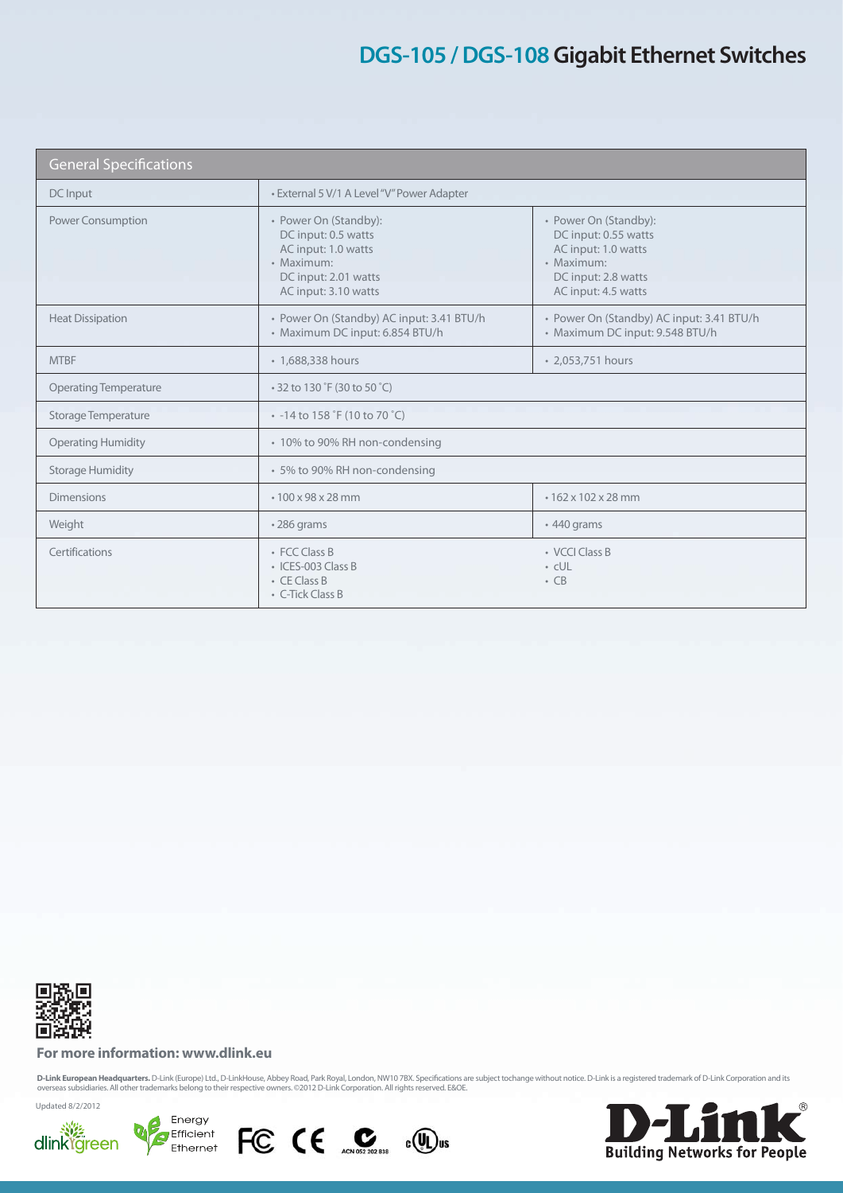# DGS-105 / DGS-108 Gigabit Ethernet Switches

| General Specifications | | |
|---|---|---|
| DC Input | • External 5 V/1 A Level "V" Power Adapter | |
| Power Consumption | • Power On (Standby):<br>DC input: 0.5 watts<br>AC input: 1.0 watts<br>• Maximum:<br>DC input: 2.01 watts<br>AC input: 3.10 watts | • Power On (Standby):<br>DC input: 0.55 watts<br>AC input: 1.0 watts<br>• Maximum:<br>DC input: 2.8 watts<br>AC input: 4.5 watts |
| Heat Dissipation | • Power On (Standby) AC input: 3.41 BTU/h<br>• Maximum DC input: 6.854 BTU/h | • Power On (Standby) AC input: 3.41 BTU/h<br>• Maximum DC input: 9.548 BTU/h |
| MTBF | • 1,688,338 hours | • 2,053,751 hours |
| Operating Temperature | • 32 to 130 ˚F (30 to 50 ˚C) | |
| Storage Temperature | • -14 to 158 ˚F (10 to 70 ˚C) | |
| Operating Humidity | • 10% to 90% RH non-condensing | |
| Storage Humidity | • 5% to 90% RH non-condensing | |
| Dimensions | • 100 x 98 x 28 mm | • 162 x 102 x 28 mm |
| Weight | • 286 grams | • 440 grams |
| Certifications | • FCC Class B<br>• ICES-003 Class B<br>• CE Class B<br>• C-Tick Class B | • VCCI Class B<br>• cUL<br>• CB |

**For more information: www.dlink.eu**

**D-Link European Headquarters.** D-Link (Europe) Ltd., D-LinkHouse, Abbey Road, Park Royal, London, NW10 7BX. Specifications are subject tochange without notice. D-Link is a registered trademark of D-Link Corporation and its overseas subsidiaries. All other trademarks belong to their respective owners. ©2012 D-Link Corporation. All rights reserved. E&OE.

Updated 8/2/2012

Energy Efficient Ethernet

ACN 052 202 838

D-Link®
Building Networks for People